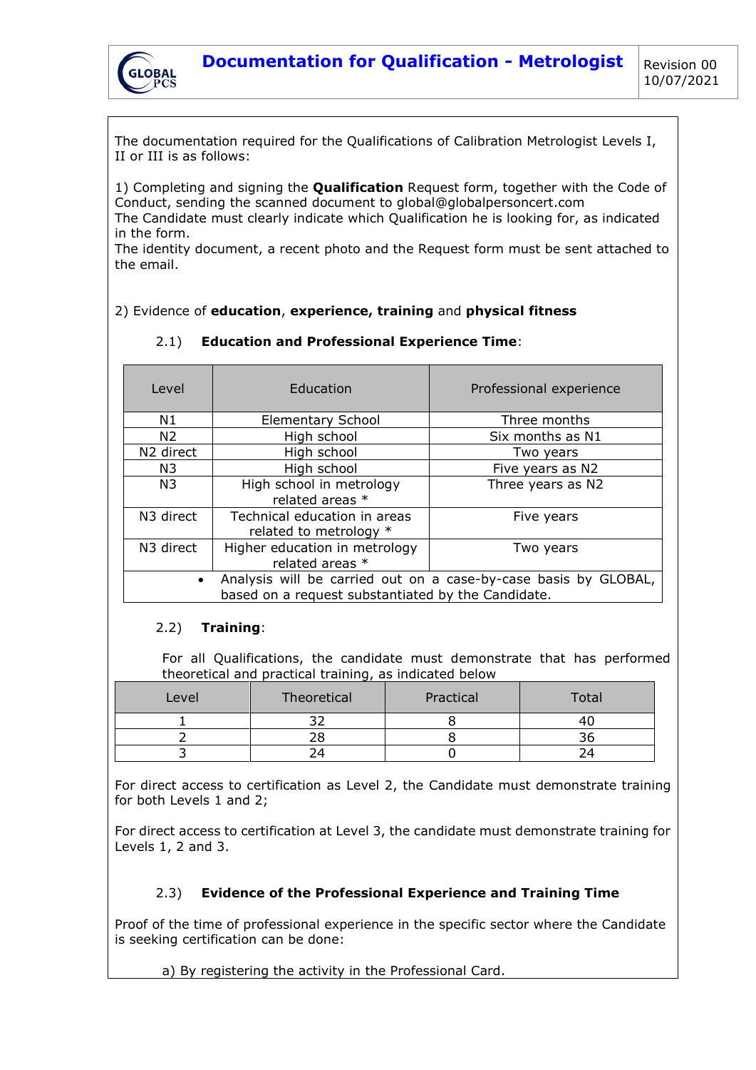# Documentation for Qualification - Metrologist

Revision 00
10/07/2021

The documentation required for the Qualifications of Calibration Metrologist Levels I, II or III is as follows:

1) Completing and signing the **Qualification** Request form, together with the Code of Conduct, sending the scanned document to global@globalpersoncert.com
The Candidate must clearly indicate which Qualification he is looking for, as indicated in the form.
The identity document, a recent photo and the Request form must be sent attached to the email.

2) Evidence of **education**, **experience, training** and **physical fitness**

2.1) **Education and Professional Experience Time**:

| Level | Education | Professional experience |
|---|---|---|
| N1 | Elementary School | Three months |
| N2 | High school | Six months as N1 |
| N2 direct | High school | Two years |
| N3 | High school | Five years as N2 |
| N3 | High school in metrology related areas * | Three years as N2 |
| N3 direct | Technical education in areas related to metrology * | Five years |
| N3 direct | Higher education in metrology related areas * | Two years |
| • Analysis will be carried out on a case-by-case basis by GLOBAL, based on a request substantiated by the Candidate. | | |

2.2) **Training**:

For all Qualifications, the candidate must demonstrate that has performed theoretical and practical training, as indicated below

| Level | Theoretical | Practical | Total |
|---|---|---|---|
| 1 | 32 | 8 | 40 |
| 2 | 28 | 8 | 36 |
| 3 | 24 | 0 | 24 |

For direct access to certification as Level 2, the Candidate must demonstrate training for both Levels 1 and 2;

For direct access to certification at Level 3, the candidate must demonstrate training for Levels 1, 2 and 3.

2.3) **Evidence of the Professional Experience and Training Time**

Proof of the time of professional experience in the specific sector where the Candidate is seeking certification can be done:

a) By registering the activity in the Professional Card.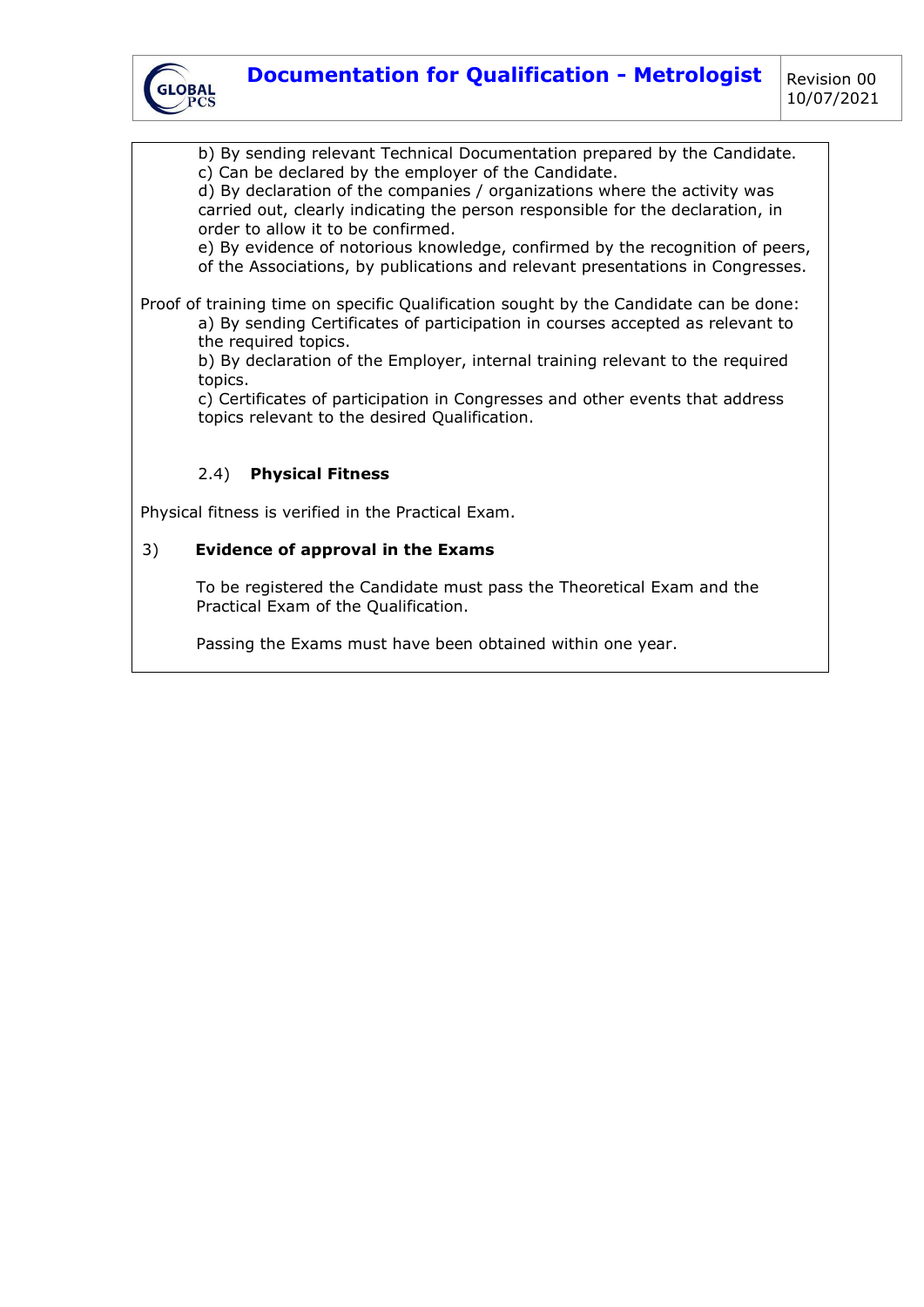b) By sending relevant Technical Documentation prepared by the Candidate.
c) Can be declared by the employer of the Candidate.
d) By declaration of the companies / organizations where the activity was carried out, clearly indicating the person responsible for the declaration, in order to allow it to be confirmed.
e) By evidence of notorious knowledge, confirmed by the recognition of peers, of the Associations, by publications and relevant presentations in Congresses.

Proof of training time on specific Qualification sought by the Candidate can be done:

a) By sending Certificates of participation in courses accepted as relevant to the required topics.
b) By declaration of the Employer, internal training relevant to the required topics.
c) Certificates of participation in Congresses and other events that address topics relevant to the desired Qualification.

### 2.4) **Physical Fitness**

Physical fitness is verified in the Practical Exam.

## 3) **Evidence of approval in the Exams**

To be registered the Candidate must pass the Theoretical Exam and the Practical Exam of the Qualification.

Passing the Exams must have been obtained within one year.